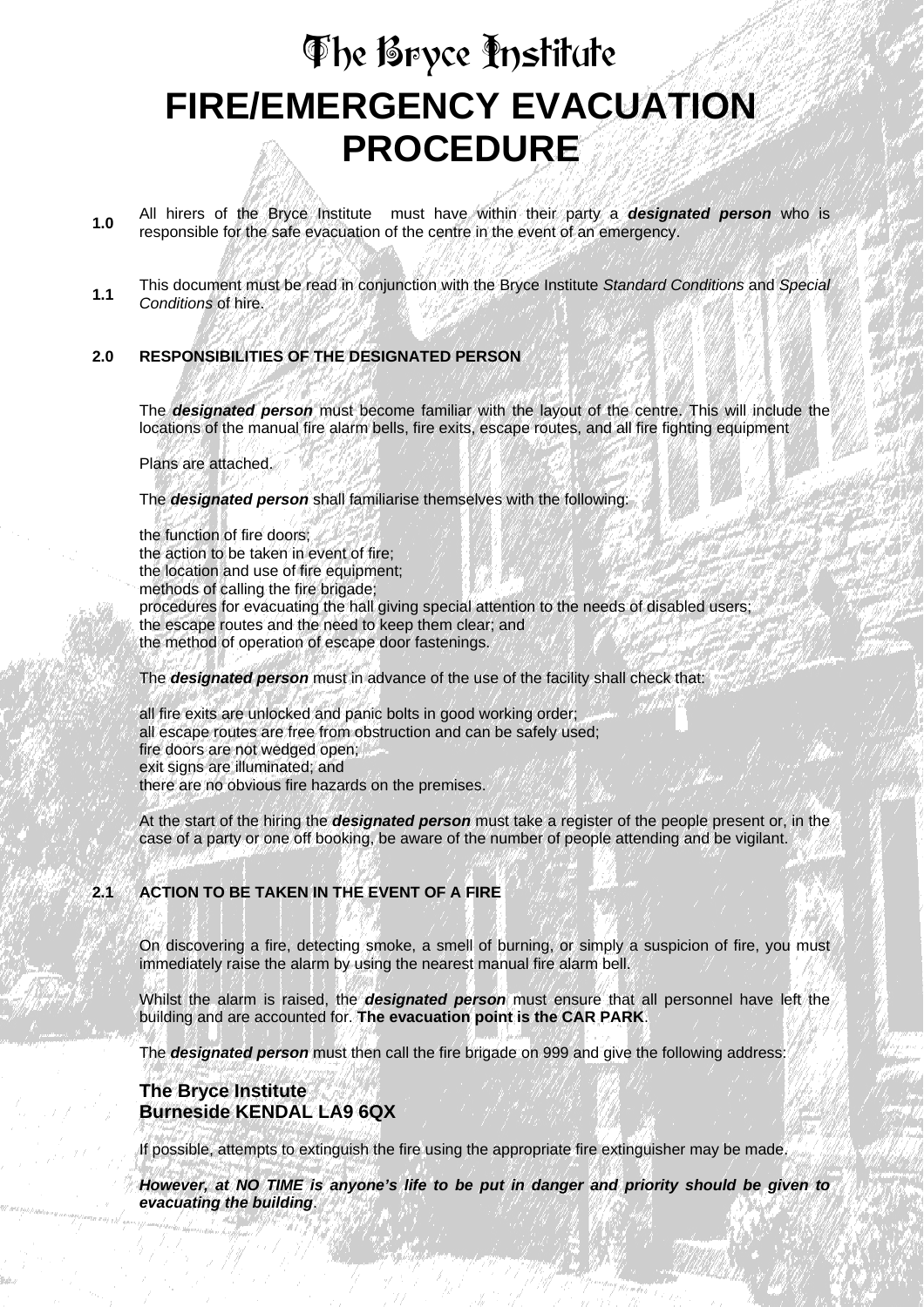# The Bryce Institute

# FIRE/EMERGENCY EVACUATION PROCEDURE

**1.0** All hirers of the Bryce Institute must have within their party a ***designated person*** who is responsible for the safe evacuation of the centre in the event of an emergency.

**1.1** This document must be read in conjunction with the Bryce Institute *Standard Conditions* and *Special Conditions* of hire.

## 2.0 RESPONSIBILITIES OF THE DESIGNATED PERSON

The ***designated person*** must become familiar with the layout of the centre. This will include the locations of the manual fire alarm bells, fire exits, escape routes, and all fire fighting equipment

Plans are attached.

The ***designated person*** shall familiarise themselves with the following:

the function of fire doors;
the action to be taken in event of fire;
the location and use of fire equipment;
methods of calling the fire brigade;
procedures for evacuating the hall giving special attention to the needs of disabled users;
the escape routes and the need to keep them clear; and
the method of operation of escape door fastenings.

The ***designated person*** must in advance of the use of the facility shall check that:

all fire exits are unlocked and panic bolts in good working order;
all escape routes are free from obstruction and can be safely used;
fire doors are not wedged open;
exit signs are illuminated; and
there are no obvious fire hazards on the premises.

At the start of the hiring the ***designated person*** must take a register of the people present or, in the case of a party or one off booking, be aware of the number of people attending and be vigilant.

## 2.1 ACTION TO BE TAKEN IN THE EVENT OF A FIRE

On discovering a fire, detecting smoke, a smell of burning, or simply a suspicion of fire, you must immediately raise the alarm by using the nearest manual fire alarm bell.

Whilst the alarm is raised, the ***designated person*** must ensure that all personnel have left the building and are accounted for. **The evacuation point is the CAR PARK**.

The ***designated person*** must then call the fire brigade on 999 and give the following address:

**The Bryce Institute**
**Burneside KENDAL LA9 6QX**

If possible, attempts to extinguish the fire using the appropriate fire extinguisher may be made.

***However, at NO TIME is anyone's life to be put in danger and priority should be given to evacuating the building***.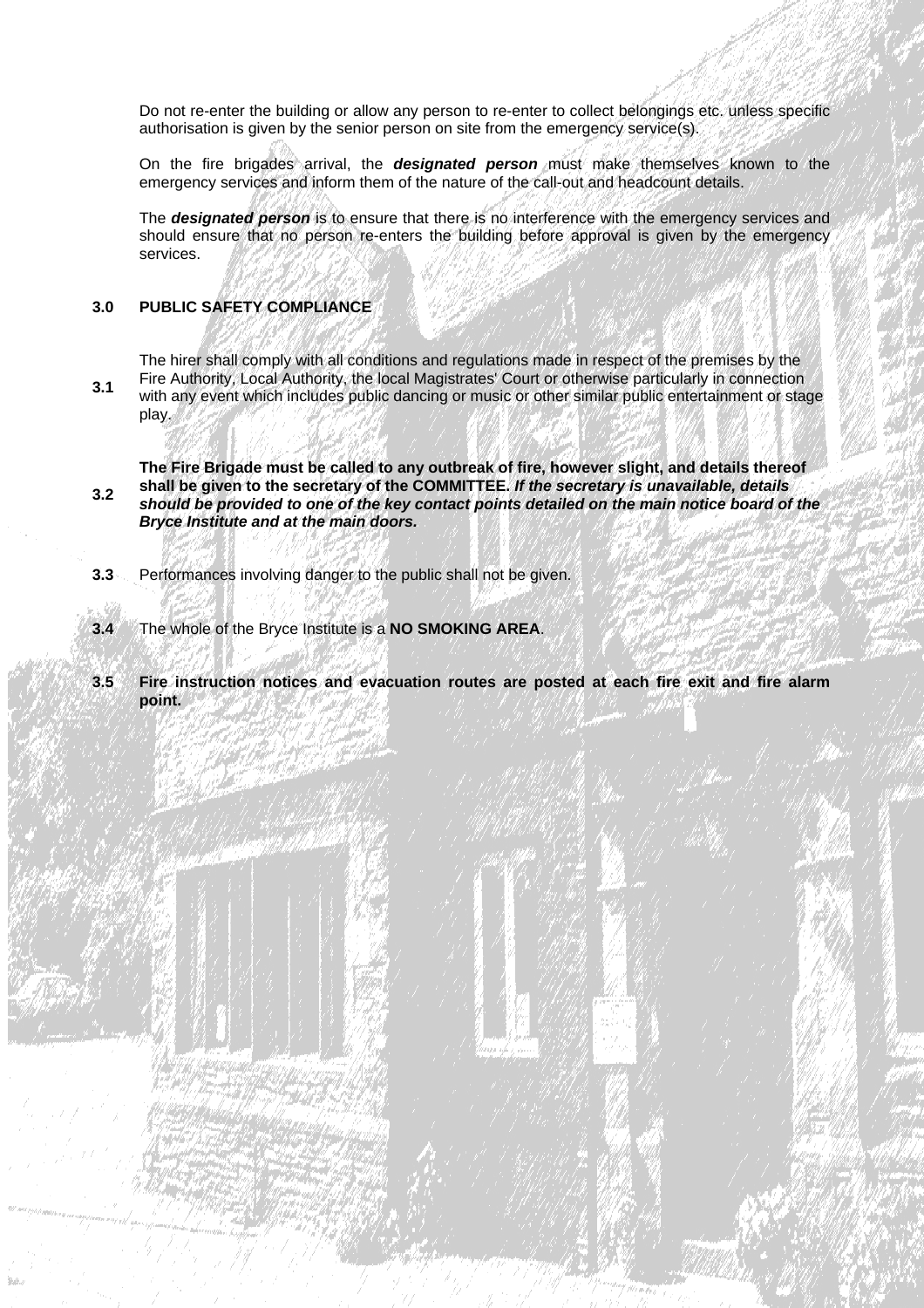Do not re-enter the building or allow any person to re-enter to collect belongings etc. unless specific authorisation is given by the senior person on site from the emergency service(s).

On the fire brigades arrival, the ***designated person*** must make themselves known to the emergency services and inform them of the nature of the call-out and headcount details.

The ***designated person*** is to ensure that there is no interference with the emergency services and should ensure that no person re-enters the building before approval is given by the emergency services.

## 3.0 PUBLIC SAFETY COMPLIANCE

**3.1** The hirer shall comply with all conditions and regulations made in respect of the premises by the Fire Authority, Local Authority, the local Magistrates' Court or otherwise particularly in connection with any event which includes public dancing or music or other similar public entertainment or stage play.

**3.2** **The Fire Brigade must be called to any outbreak of fire, however slight, and details thereof shall be given to the secretary of the COMMITTEE. *If the secretary is unavailable, details should be provided to one of the key contact points detailed on the main notice board of the Bryce Institute and at the main doors.***

**3.3** Performances involving danger to the public shall not be given.

**3.4** The whole of the Bryce Institute is a **NO SMOKING AREA**.

**3.5** **Fire instruction notices and evacuation routes are posted at each fire exit and fire alarm point.**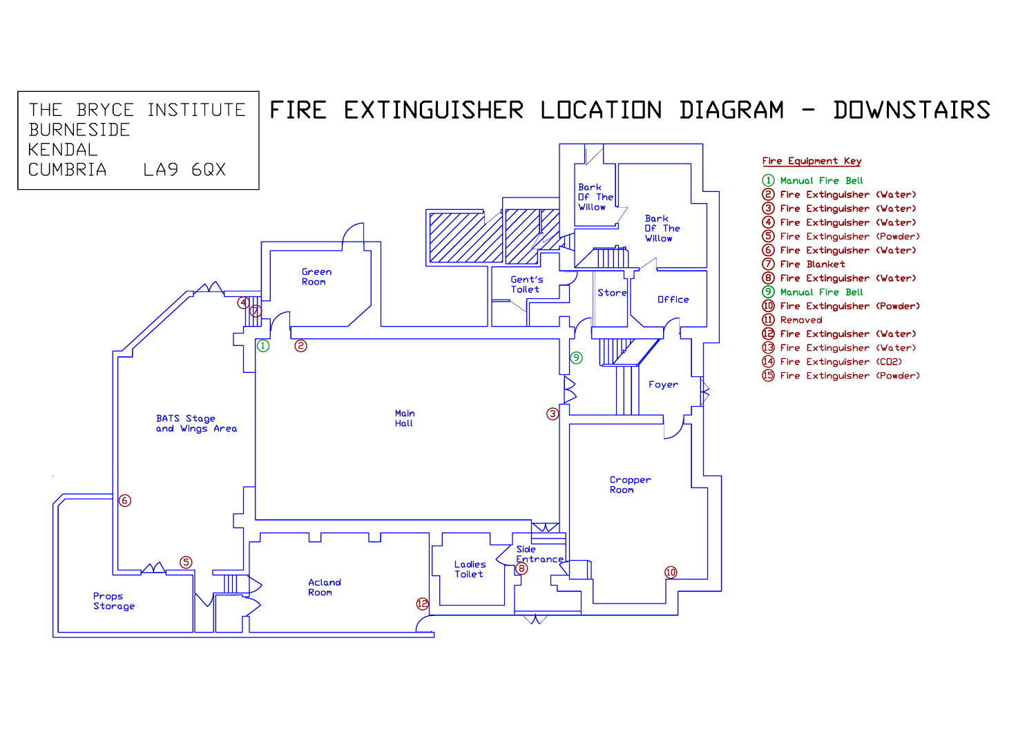THE BRYCE INSTITUTE
BURNESIDE
KENDAL
CUMBRIA LA9 6QX

# FIRE EXTINGUISHER LOCATION DIAGRAM - DOWNSTAIRS

**Fire Equipment Key**

1. Manual Fire Bell
2. Fire Extinguisher (Water)
3. Fire Extinguisher (Water)
4. Fire Extinguisher (Water)
5. Fire Extinguisher (Powder)
6. Fire Extinguisher (Water)
7. Fire Blanket
8. Fire Extinguisher (Water)
9. Manual Fire Bell
10. Fire Extinguisher (Powder)
11. Removed
12. Fire Extinguisher (Water)
13. Fire Extinguisher (Water)
14. Fire Extinguisher (CO2)
15. Fire Extinguisher (Powder)

Bark Of The Willow
Bark Of The Willow
Gent's Toilet
Store
Office
Green Room
Foyer
BATS Stage and Wings Area
Main Hall
Cropper Room
Side Entrance
Ladies Toilet
Acland Room
Props Storage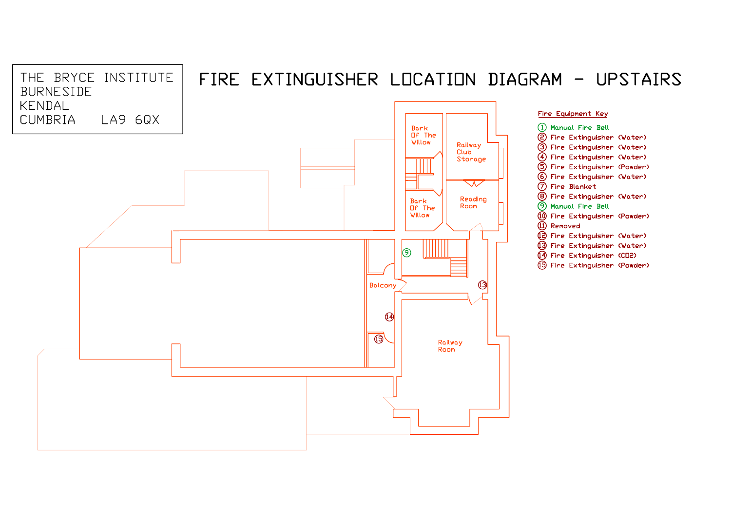THE BRYCE INSTITUTE
BURNESIDE
KENDAL
CUMBRIA LA9 6QX

# FIRE EXTINGUISHER LOCATION DIAGRAM - UPSTAIRS

Bark Of The Willow

Railway Club Storage

Bark Of The Willow

Reading Room

9

Balcony

13

14

15

Railway Room

**Fire Equipment Key**

1. Manual Fire Bell
2. Fire Extinguisher (Water)
3. Fire Extinguisher (Water)
4. Fire Extinguisher (Water)
5. Fire Extinguisher (Powder)
6. Fire Extinguisher (Water)
7. Fire Blanket
8. Fire Extinguisher (Water)
9. Manual Fire Bell
10. Fire Extinguisher (Powder)
11. Removed
12. Fire Extinguisher (Water)
13. Fire Extinguisher (Water)
14. Fire Extinguisher (CO2)
15. Fire Extinguisher (Powder)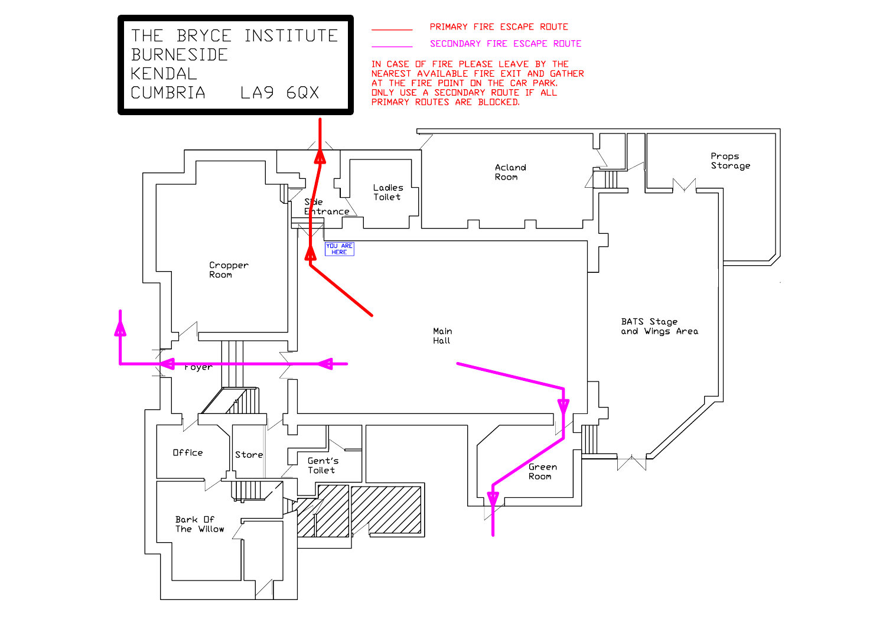THE BRYCE INSTITUTE
BURNESIDE
KENDAL
CUMBRIA LA9 6QX

PRIMARY FIRE ESCAPE ROUTE

SECONDARY FIRE ESCAPE ROUTE

IN CASE OF FIRE PLEASE LEAVE BY THE NEAREST AVAILABLE FIRE EXIT AND GATHER AT THE FIRE POINT ON THE CAR PARK. ONLY USE A SECONDARY ROUTE IF ALL PRIMARY ROUTES ARE BLOCKED.

Side Entrance

Ladies Toilet

Acland Room

Props Storage

YOU ARE HERE

Cropper Room

Main Hall

BATS Stage and Wings Area

Foyer

Office

Store

Gent's Toilet

Green Room

Bark Of The Willow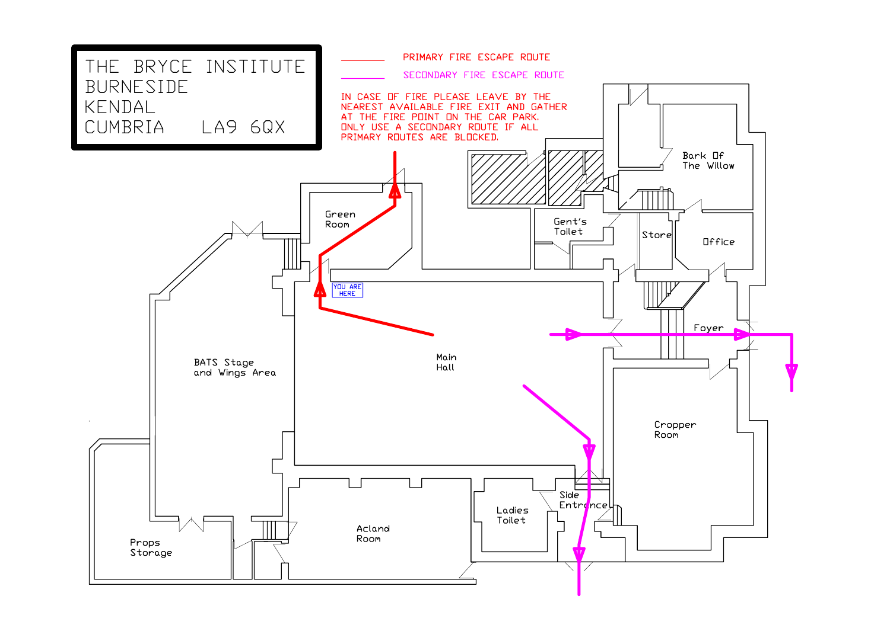# THE BRYCE INSTITUTE
BURNESIDE
KENDAL
CUMBRIA LA9 6QX

PRIMARY FIRE ESCAPE ROUTE

SECONDARY FIRE ESCAPE ROUTE

IN CASE OF FIRE PLEASE LEAVE BY THE NEAREST AVAILABLE FIRE EXIT AND GATHER AT THE FIRE POINT ON THE CAR PARK. ONLY USE A SECONDARY ROUTE IF ALL PRIMARY ROUTES ARE BLOCKED.

Green Room

YOU ARE HERE

Gent's Toilet

Bark Of The Willow

Store

Office

Foyer

BATS Stage and Wings Area

Main Hall

Cropper Room

Side Entrance

Ladies Toilet

Acland Room

Props Storage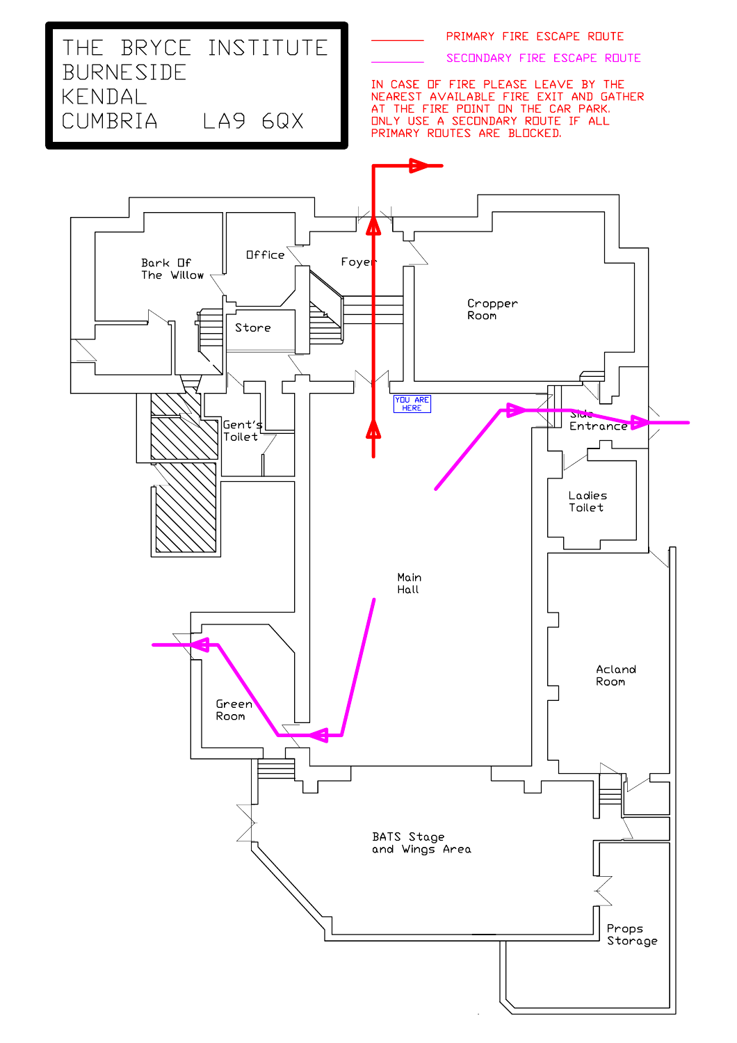THE BRYCE INSTITUTE
BURNESIDE
KENDAL
CUMBRIA LA9 6QX

——— PRIMARY FIRE ESCAPE ROUTE

——— SECONDARY FIRE ESCAPE ROUTE

IN CASE OF FIRE PLEASE LEAVE BY THE NEAREST AVAILABLE FIRE EXIT AND GATHER AT THE FIRE POINT ON THE CAR PARK. ONLY USE A SECONDARY ROUTE IF ALL PRIMARY ROUTES ARE BLOCKED.

Bark Of The Willow

Office

Foyer

Cropper Room

Store

YOU ARE HERE

Gent's Toilet

Side Entrance

Ladies Toilet

Main Hall

Acland Room

Green Room

BATS Stage and Wings Area

Props Storage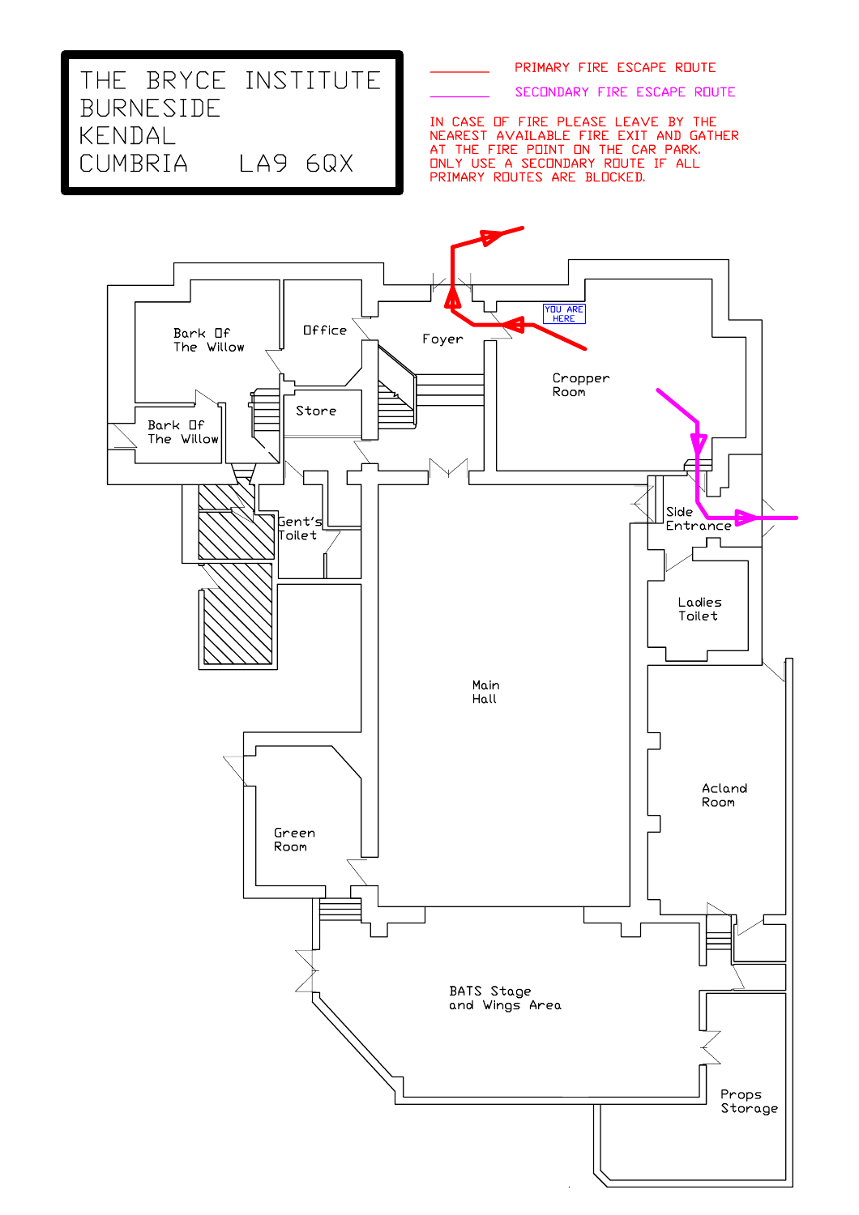# THE BRYCE INSTITUTE
# BURNESIDE
# KENDAL
# CUMBRIA LA9 6QX

PRIMARY FIRE ESCAPE ROUTE

SECONDARY FIRE ESCAPE ROUTE

IN CASE OF FIRE PLEASE LEAVE BY THE NEAREST AVAILABLE FIRE EXIT AND GATHER AT THE FIRE POINT ON THE CAR PARK. ONLY USE A SECONDARY ROUTE IF ALL PRIMARY ROUTES ARE BLOCKED.

YOU ARE HERE

Bark Of The Willow

Office

Foyer

Cropper Room

Store

Bark Of The Willow

Gent's Toilet

Side Entrance

Ladies Toilet

Main Hall

Acland Room

Green Room

BATS Stage and Wings Area

Props Storage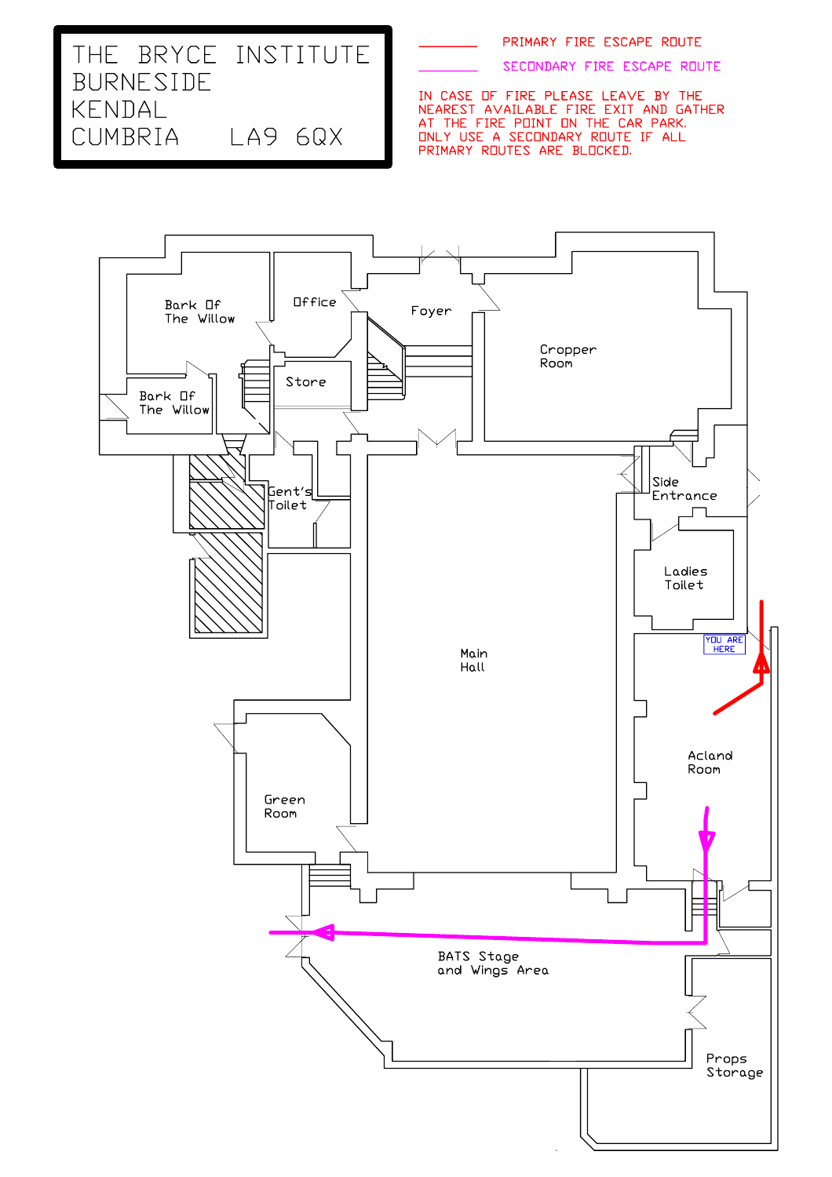# THE BRYCE INSTITUTE
BURNESIDE
KENDAL
CUMBRIA LA9 6QX

PRIMARY FIRE ESCAPE ROUTE

SECONDARY FIRE ESCAPE ROUTE

IN CASE OF FIRE PLEASE LEAVE BY THE NEAREST AVAILABLE FIRE EXIT AND GATHER AT THE FIRE POINT ON THE CAR PARK. ONLY USE A SECONDARY ROUTE IF ALL PRIMARY ROUTES ARE BLOCKED.

Bark Of The Willow

Office

Foyer

Cropper Room

Store

Bark Of The Willow

Gent's Toilet

Side Entrance

Ladies Toilet

YOU ARE HERE

Main Hall

Acland Room

Green Room

BATS Stage and Wings Area

Props Storage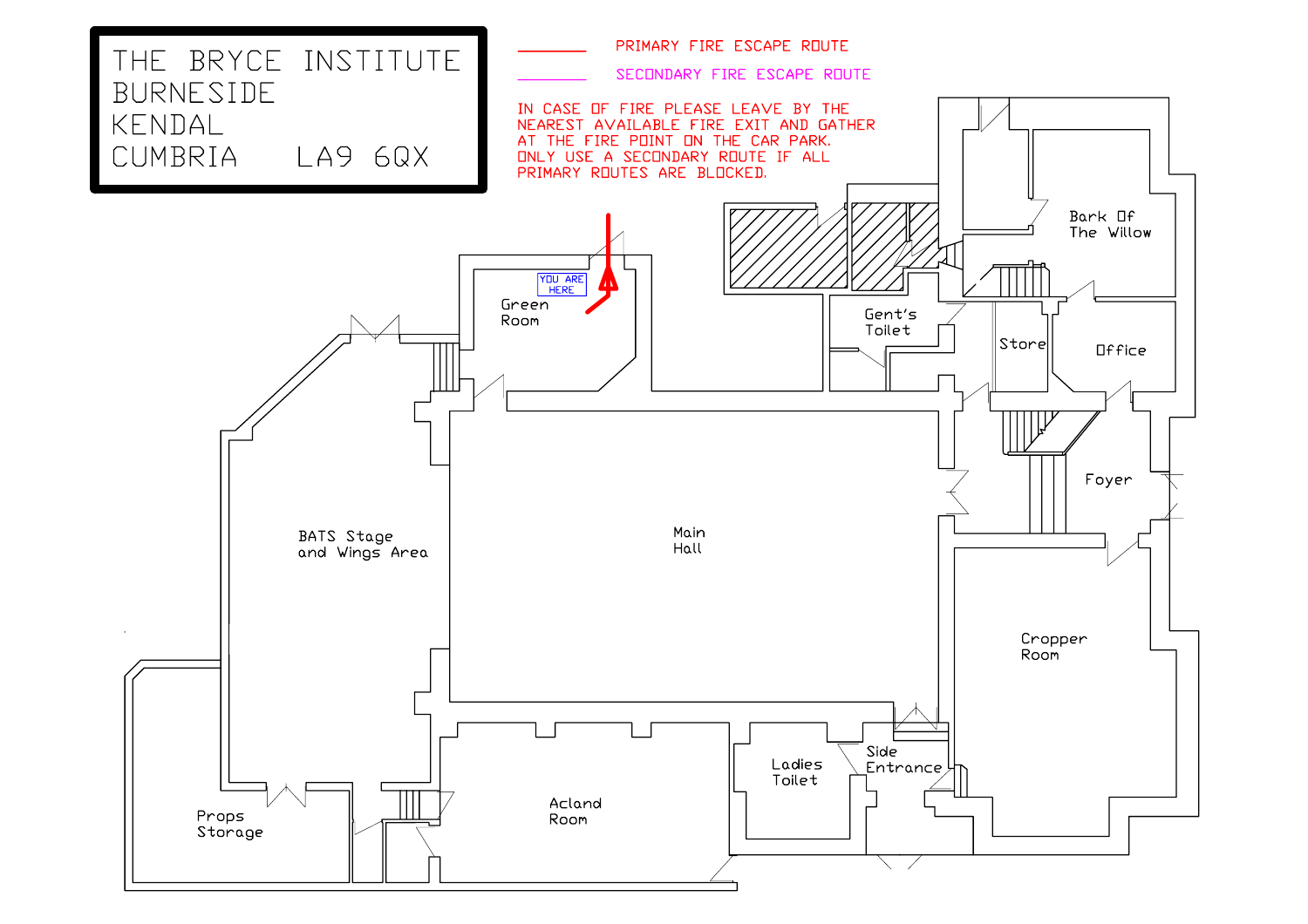# THE BRYCE INSTITUTE
BURNESIDE
KENDAL
CUMBRIA LA9 6QX

PRIMARY FIRE ESCAPE ROUTE

SECONDARY FIRE ESCAPE ROUTE

IN CASE OF FIRE PLEASE LEAVE BY THE NEAREST AVAILABLE FIRE EXIT AND GATHER AT THE FIRE POINT ON THE CAR PARK. ONLY USE A SECONDARY ROUTE IF ALL PRIMARY ROUTES ARE BLOCKED.

YOU ARE HERE

Green Room

Bark Of The Willow

Gent's Toilet

Store

Office

Foyer

BATS Stage and Wings Area

Main Hall

Cropper Room

Props Storage

Acland Room

Ladies Toilet

Side Entrance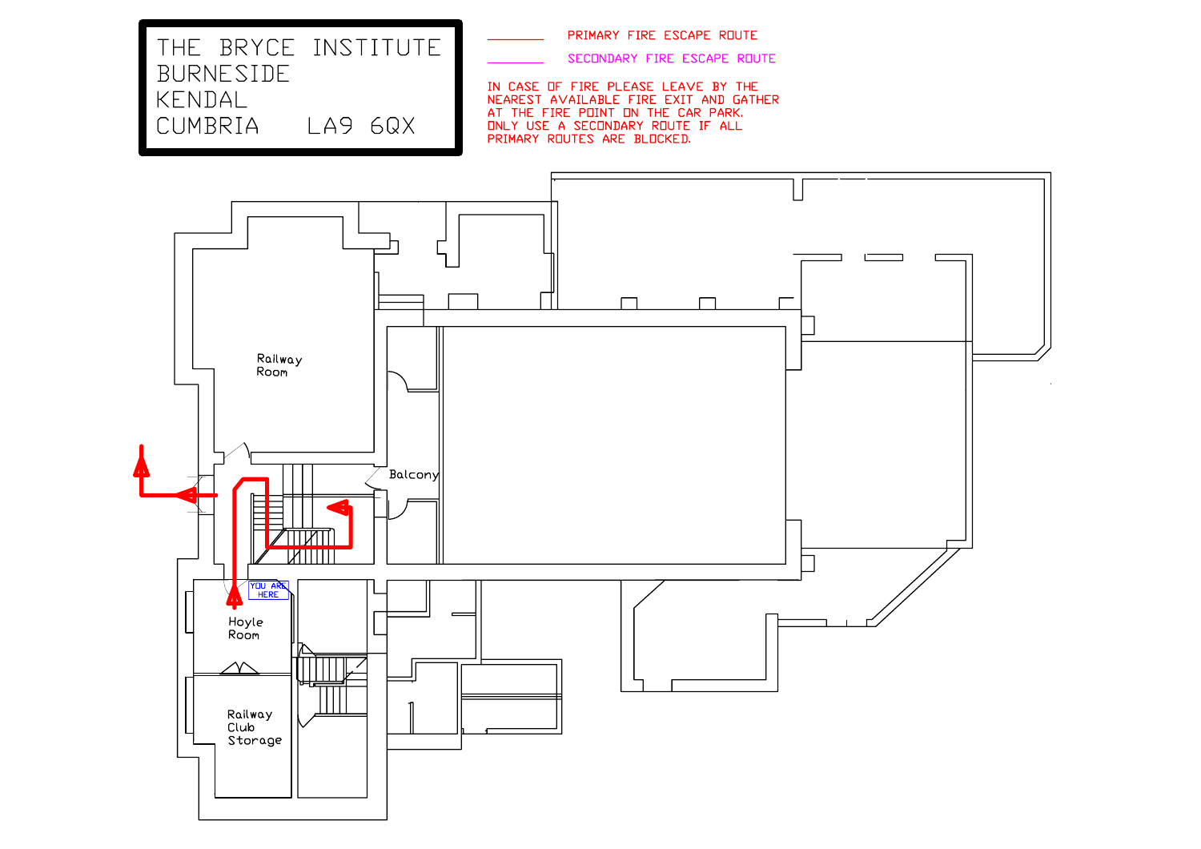THE BRYCE INSTITUTE
BURNESIDE
KENDAL
CUMBRIA LA9 6QX

PRIMARY FIRE ESCAPE ROUTE

SECONDARY FIRE ESCAPE ROUTE

IN CASE OF FIRE PLEASE LEAVE BY THE NEAREST AVAILABLE FIRE EXIT AND GATHER AT THE FIRE POINT ON THE CAR PARK. ONLY USE A SECONDARY ROUTE IF ALL PRIMARY ROUTES ARE BLOCKED.

Railway Room

Balcony

YOU ARE HERE

Hoyle Room

Railway Club Storage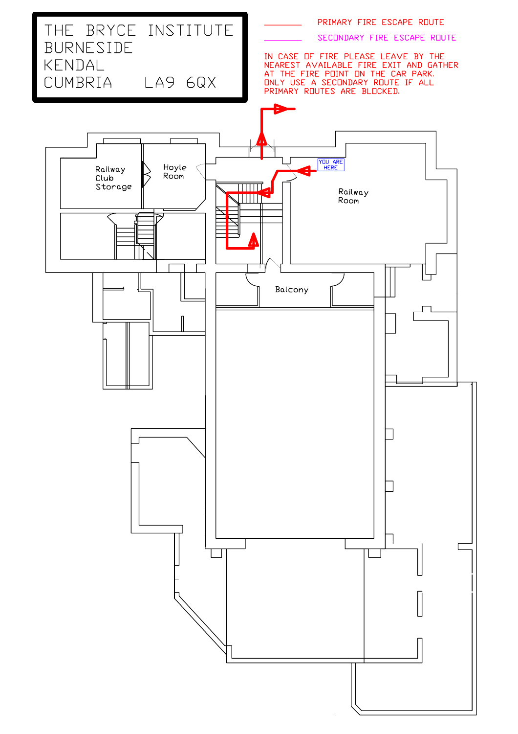THE BRYCE INSTITUTE
BURNESIDE
KENDAL
CUMBRIA LA9 6QX

PRIMARY FIRE ESCAPE ROUTE

SECONDARY FIRE ESCAPE ROUTE

IN CASE OF FIRE PLEASE LEAVE BY THE NEAREST AVAILABLE FIRE EXIT AND GATHER AT THE FIRE POINT ON THE CAR PARK. ONLY USE A SECONDARY ROUTE IF ALL PRIMARY ROUTES ARE BLOCKED.

Railway Club Storage

Hoyle Room

YOU ARE HERE

Railway Room

Balcony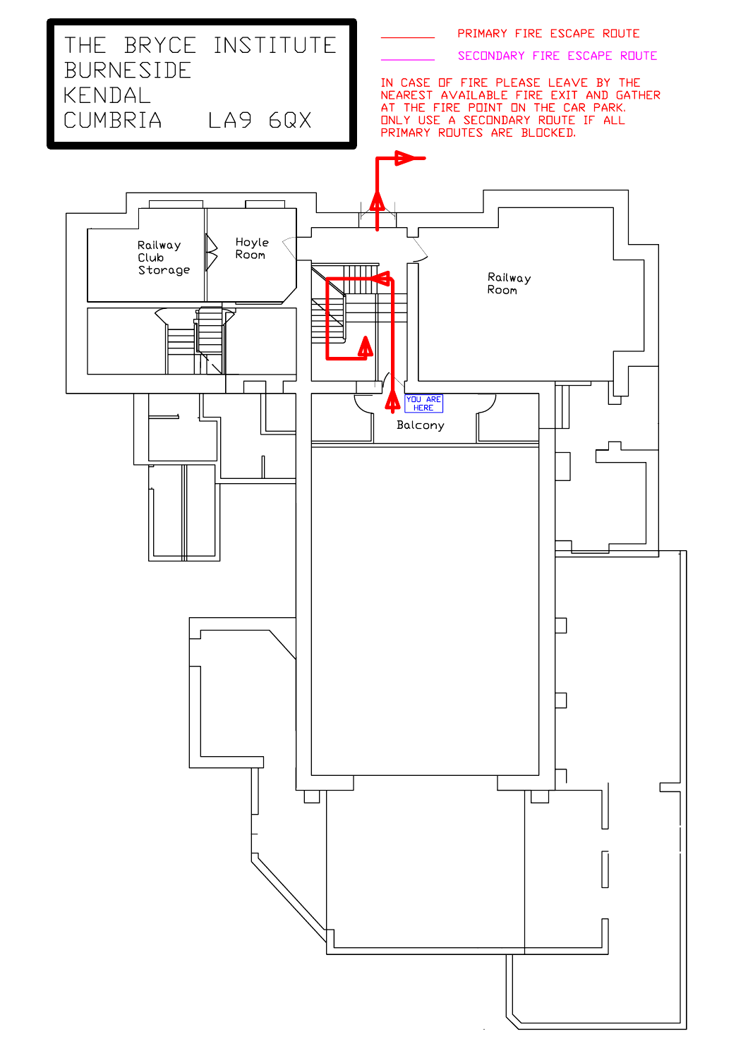# THE BRYCE INSTITUTE
# BURNESIDE
# KENDAL
# CUMBRIA LA9 6QX

PRIMARY FIRE ESCAPE ROUTE

SECONDARY FIRE ESCAPE ROUTE

IN CASE OF FIRE PLEASE LEAVE BY THE NEAREST AVAILABLE FIRE EXIT AND GATHER AT THE FIRE POINT ON THE CAR PARK. ONLY USE A SECONDARY ROUTE IF ALL PRIMARY ROUTES ARE BLOCKED.

Railway Club Storage

Hoyle Room

Railway Room

YOU ARE HERE

Balcony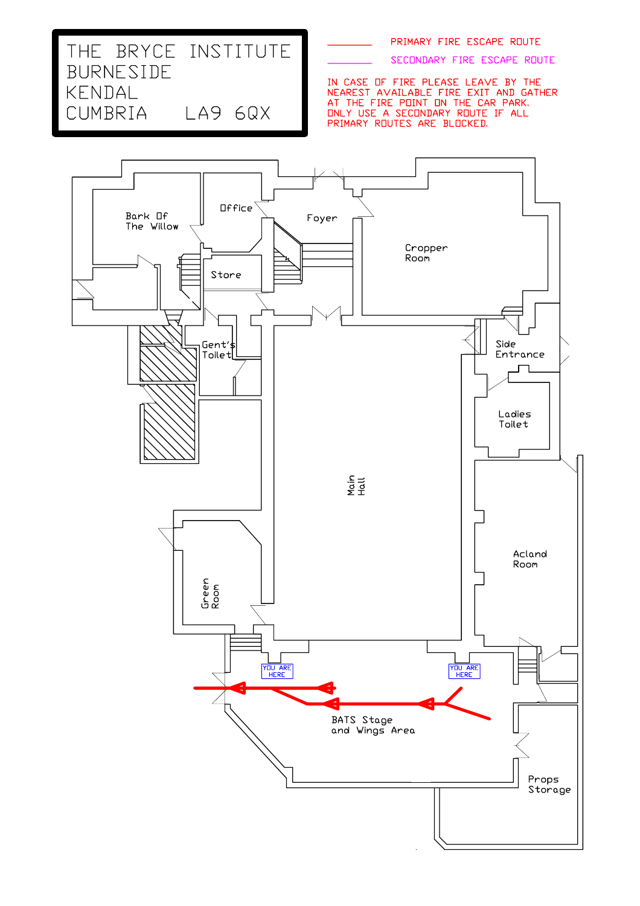# THE BRYCE INSTITUTE
# BURNESIDE
# KENDAL
# CUMBRIA LA9 6QX

PRIMARY FIRE ESCAPE ROUTE

SECONDARY FIRE ESCAPE ROUTE

IN CASE OF FIRE PLEASE LEAVE BY THE NEAREST AVAILABLE FIRE EXIT AND GATHER AT THE FIRE POINT ON THE CAR PARK. ONLY USE A SECONDARY ROUTE IF ALL PRIMARY ROUTES ARE BLOCKED.

Bark Of The Willow

Office

Foyer

Cropper Room

Store

Gent's Toilet

Side Entrance

Ladies Toilet

Main Hall

Acland Room

Green Room

YOU ARE HERE

YOU ARE HERE

BATS Stage and Wings Area

Props Storage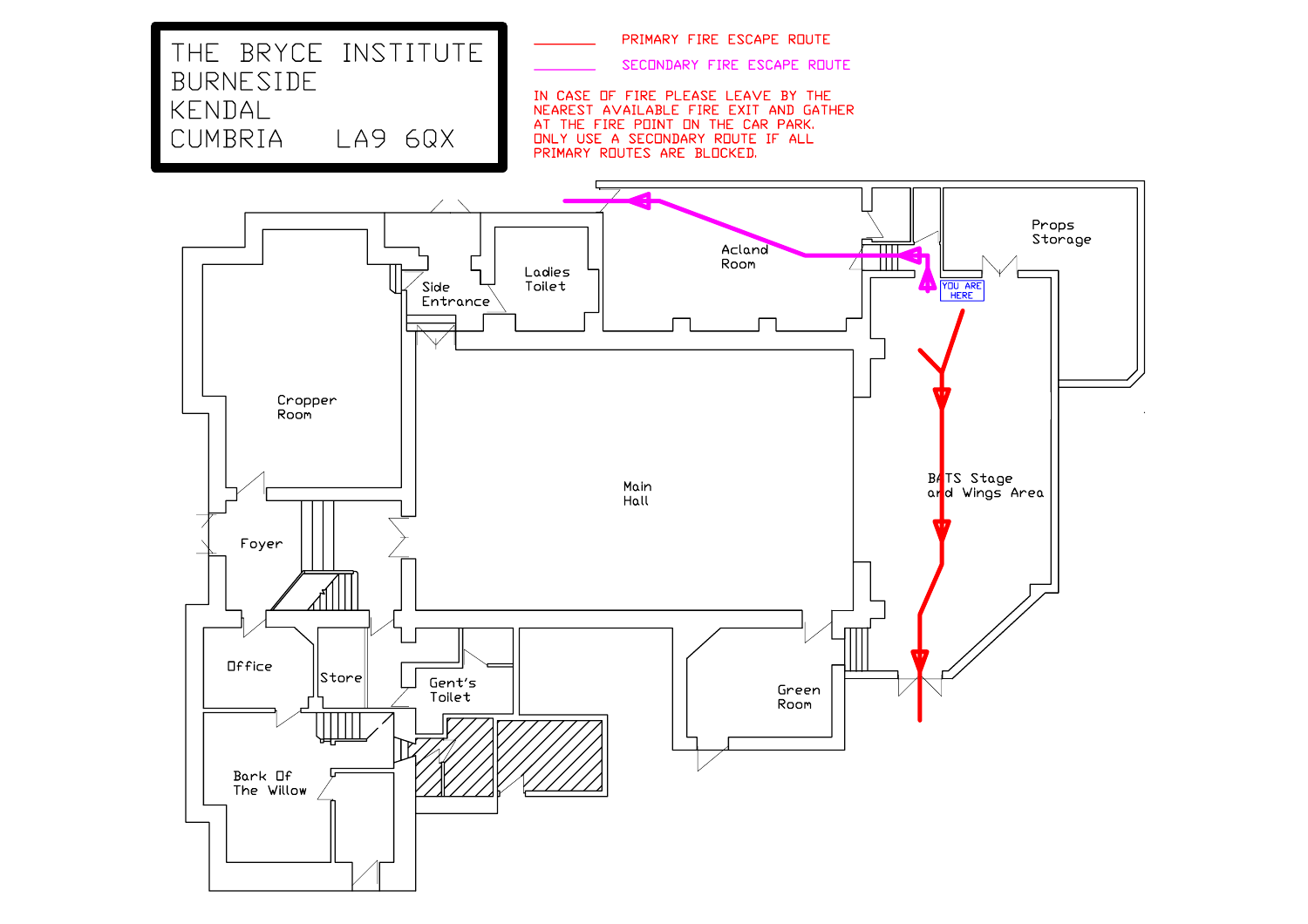THE BRYCE INSTITUTE
BURNESIDE
KENDAL
CUMBRIA LA9 6QX

PRIMARY FIRE ESCAPE ROUTE

SECONDARY FIRE ESCAPE ROUTE

IN CASE OF FIRE PLEASE LEAVE BY THE NEAREST AVAILABLE FIRE EXIT AND GATHER AT THE FIRE POINT ON THE CAR PARK. ONLY USE A SECONDARY ROUTE IF ALL PRIMARY ROUTES ARE BLOCKED.

Acland Room

Props Storage

YOU ARE HERE

Ladies Toilet

Side Entrance

Cropper Room

Main Hall

BATS Stage and Wings Area

Foyer

Office

Store

Gent's Toilet

Green Room

Bark Of The Willow